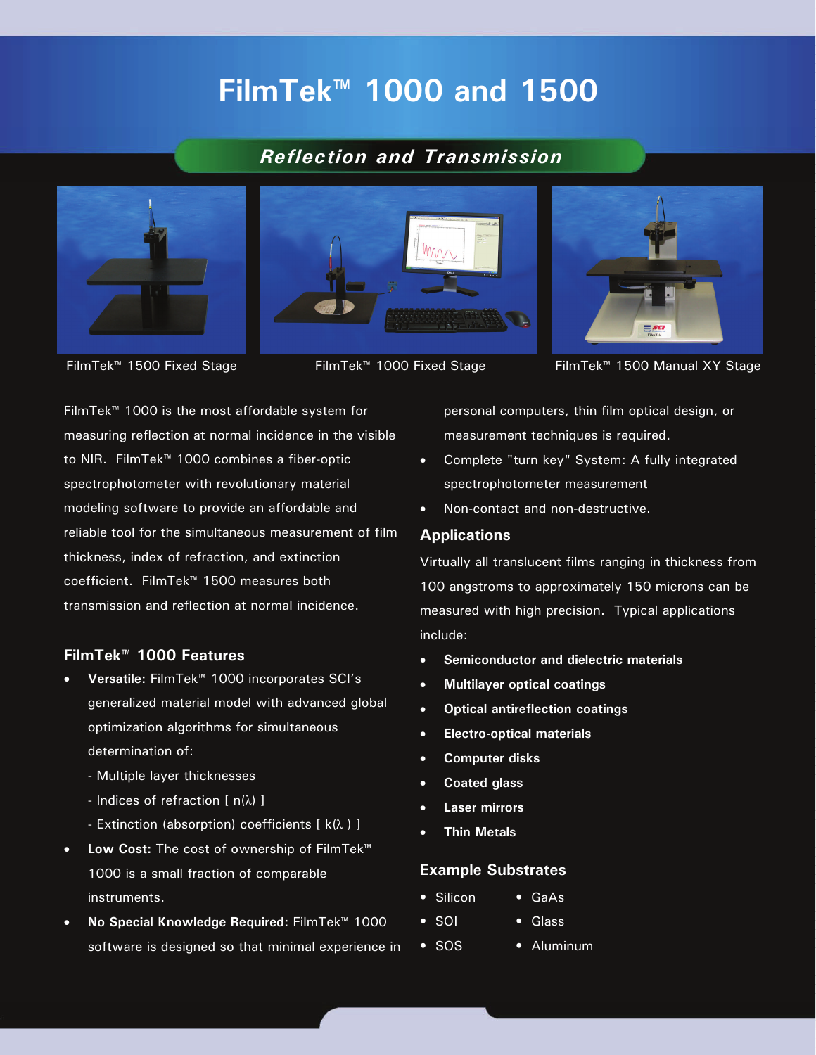# FilmTek™ 1000 and 1500

## *Reflection and Transmission*

FilmTek™ 1500 Fixed Stage

FilmTek™ 1000 Fixed Stage

FilmTek™ 1500 Manual XY Stage

FilmTek™ 1000 is the most affordable system for measuring reflection at normal incidence in the visible to NIR. FilmTek™ 1000 combines a fiber-optic spectrophotometer with revolutionary material modeling software to provide an affordable and reliable tool for the simultaneous measurement of film thickness, index of refraction, and extinction coefficient. FilmTek™ 1500 measures both transmission and reflection at normal incidence.

### FilmTek™ 1000 Features

- **Versatile:** FilmTek™ 1000 incorporates SCI's generalized material model with advanced global optimization algorithms for simultaneous determination of:
  - Multiple layer thicknesses
  - Indices of refraction [ n(λ) ]
  - Extinction (absorption) coefficients [ k(λ ) ]
- **Low Cost:** The cost of ownership of FilmTek™ 1000 is a small fraction of comparable instruments.
- **No Special Knowledge Required:** FilmTek™ 1000 software is designed so that minimal experience in personal computers, thin film optical design, or measurement techniques is required.
- Complete "turn key" System: A fully integrated spectrophotometer measurement
- Non-contact and non-destructive.

### Applications

Virtually all translucent films ranging in thickness from 100 angstroms to approximately 150 microns can be measured with high precision. Typical applications include:

- **Semiconductor and dielectric materials**
- **Multilayer optical coatings**
- **Optical antireflection coatings**
- **Electro-optical materials**
- **Computer disks**
- **Coated glass**
- **Laser mirrors**
- **Thin Metals**

### Example Substrates

- Silicon
- SOI
- SOS
- GaAs
- Glass
- Aluminum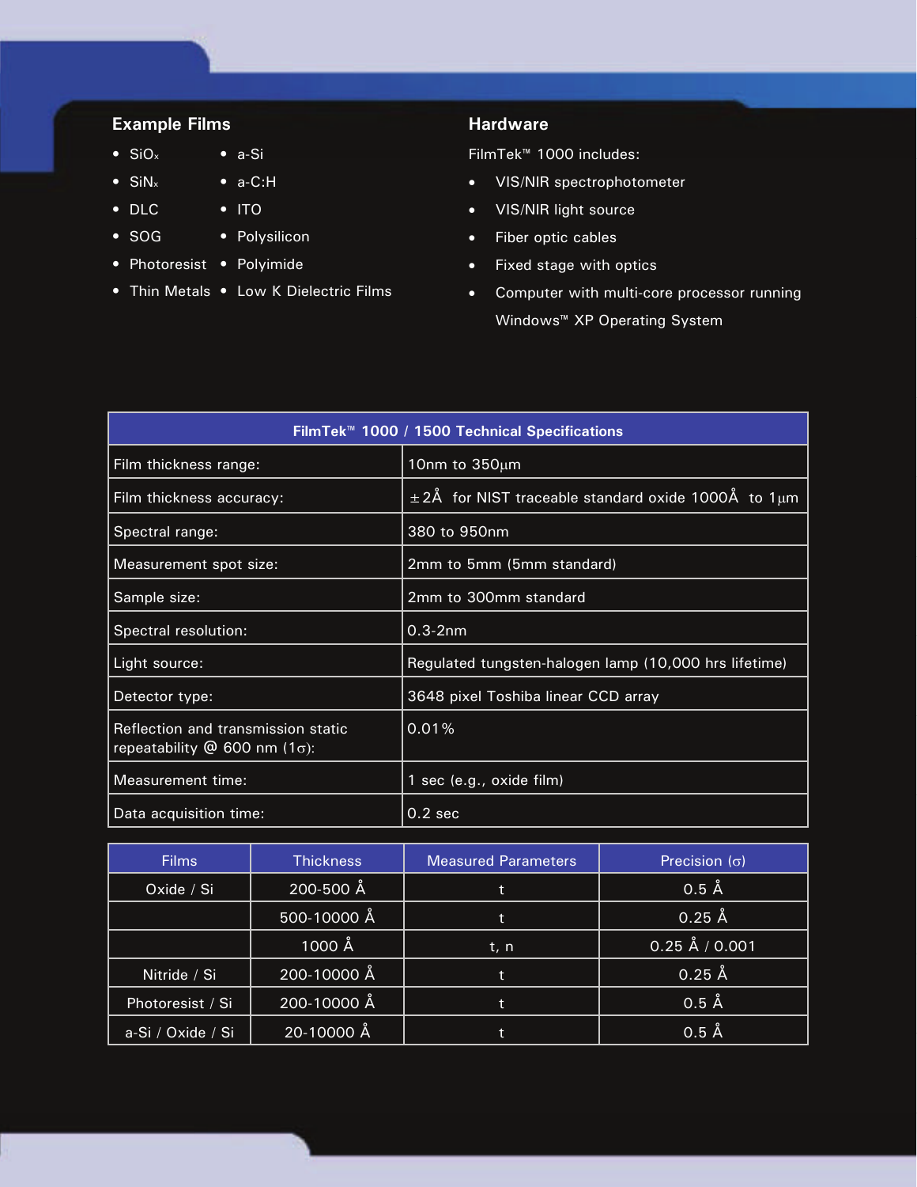## Example Films

- $SiO_x$
- $SiN_x$
- DLC
- SOG
- Photoresist
- Thin Metals
- a-Si
- a-C:H
- ITO
- Polysilicon
- Polyimide
- Low K Dielectric Films

## Hardware

FilmTek™ 1000 includes:

- VIS/NIR spectrophotometer
- VIS/NIR light source
- Fiber optic cables
- Fixed stage with optics
- Computer with multi-core processor running Windows™ XP Operating System

| FilmTek™ 1000 / 1500 Technical Specifications | |
|---|---|
| Film thickness range: | 10nm to 350μm |
| Film thickness accuracy: | ±2Å for NIST traceable standard oxide 1000Å to 1μm |
| Spectral range: | 380 to 950nm |
| Measurement spot size: | 2mm to 5mm (5mm standard) |
| Sample size: | 2mm to 300mm standard |
| Spectral resolution: | 0.3-2nm |
| Light source: | Regulated tungsten-halogen lamp (10,000 hrs lifetime) |
| Detector type: | 3648 pixel Toshiba linear CCD array |
| Reflection and transmission static repeatability @ 600 nm (1σ): | 0.01% |
| Measurement time: | 1 sec (e.g., oxide film) |
| Data acquisition time: | 0.2 sec |

| Films | Thickness | Measured Parameters | Precision (σ) |
|---|---|---|---|
| Oxide / Si | 200-500 Å | t | 0.5 Å |
| | 500-10000 Å | t | 0.25 Å |
| | 1000 Å | t, n | 0.25 Å / 0.001 |
| Nitride / Si | 200-10000 Å | t | 0.25 Å |
| Photoresist / Si | 200-10000 Å | t | 0.5 Å |
| a-Si / Oxide / Si | 20-10000 Å | t | 0.5 Å |